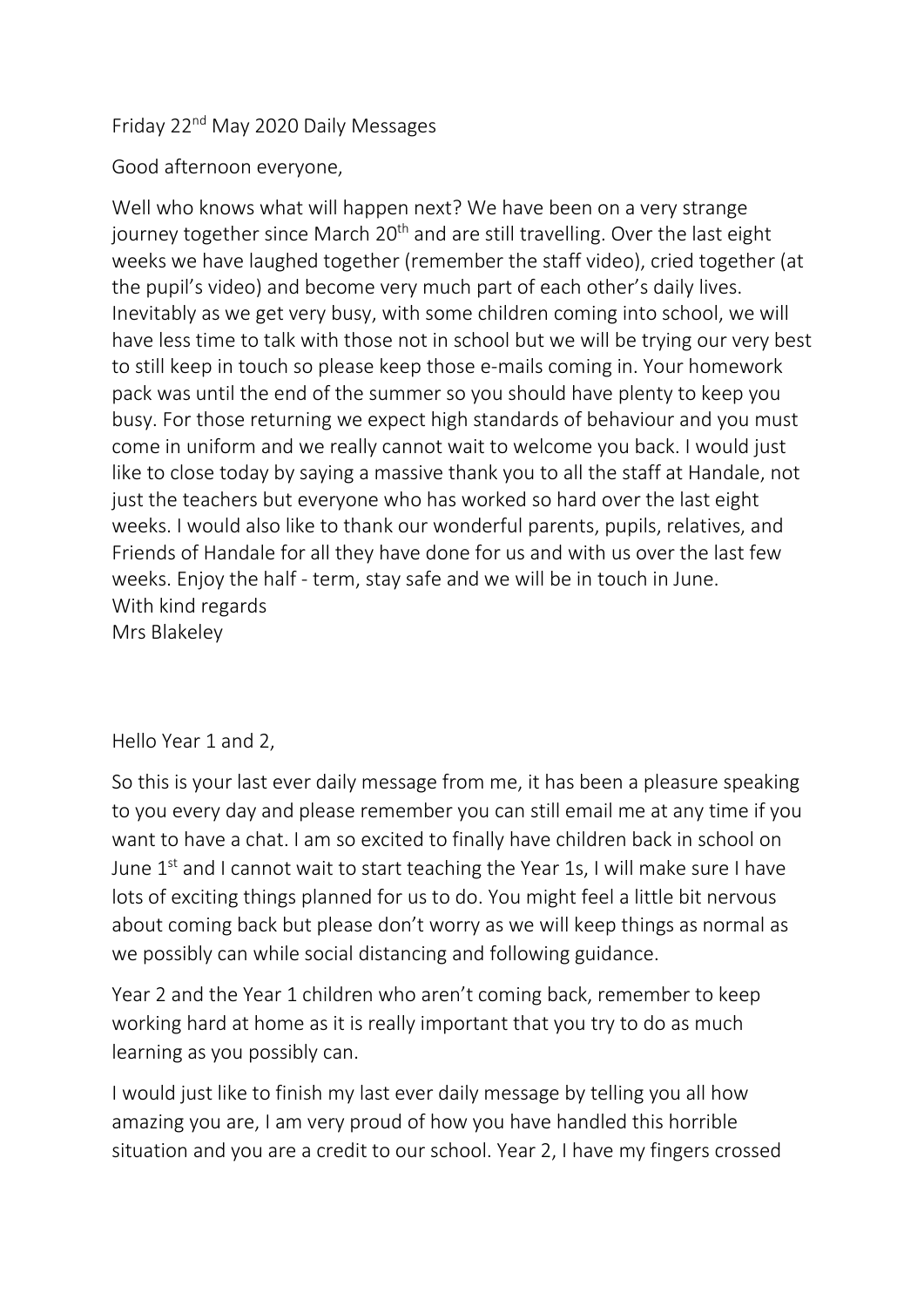Friday 22nd May 2020 Daily Messages

Good afternoon everyone,

Well who knows what will happen next? We have been on a very strange journey together since March 20th and are still travelling. Over the last eight weeks we have laughed together (remember the staff video), cried together (at the pupil's video) and become very much part of each other's daily lives. Inevitably as we get very busy, with some children coming into school, we will have less time to talk with those not in school but we will be trying our very best to still keep in touch so please keep those e-mails coming in. Your homework pack was until the end of the summer so you should have plenty to keep you busy. For those returning we expect high standards of behaviour and you must come in uniform and we really cannot wait to welcome you back. I would just like to close today by saying a massive thank you to all the staff at Handale, not just the teachers but everyone who has worked so hard over the last eight weeks. I would also like to thank our wonderful parents, pupils, relatives, and Friends of Handale for all they have done for us and with us over the last few weeks. Enjoy the half - term, stay safe and we will be in touch in June.
With kind regards
Mrs Blakeley

Hello Year 1 and 2,

So this is your last ever daily message from me, it has been a pleasure speaking to you every day and please remember you can still email me at any time if you want to have a chat. I am so excited to finally have children back in school on June 1st and I cannot wait to start teaching the Year 1s, I will make sure I have lots of exciting things planned for us to do. You might feel a little bit nervous about coming back but please don't worry as we will keep things as normal as we possibly can while social distancing and following guidance.

Year 2 and the Year 1 children who aren't coming back, remember to keep working hard at home as it is really important that you try to do as much learning as you possibly can.

I would just like to finish my last ever daily message by telling you all how amazing you are, I am very proud of how you have handled this horrible situation and you are a credit to our school. Year 2, I have my fingers crossed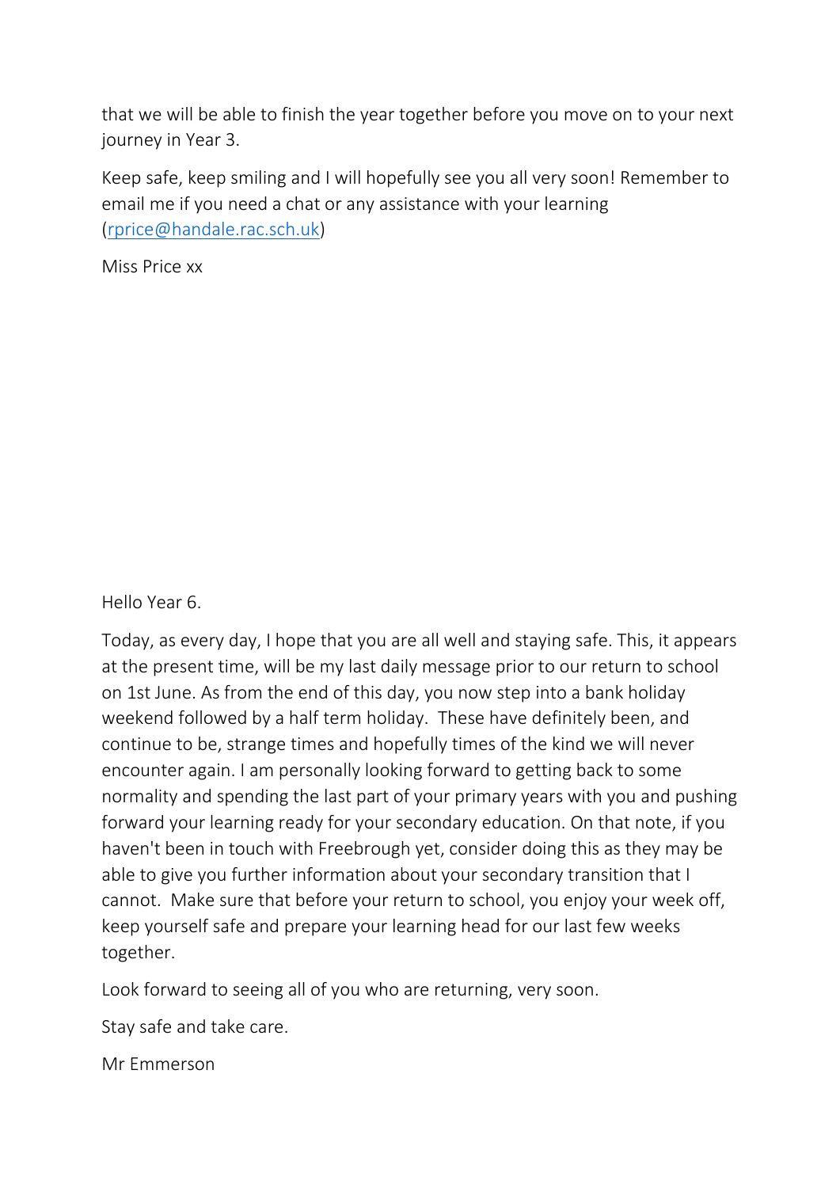that we will be able to finish the year together before you move on to your next journey in Year 3.

Keep safe, keep smiling and I will hopefully see you all very soon! Remember to email me if you need a chat or any assistance with your learning (rprice@handale.rac.sch.uk)

Miss Price xx

Hello Year 6.

Today, as every day, I hope that you are all well and staying safe. This, it appears at the present time, will be my last daily message prior to our return to school on 1st June. As from the end of this day, you now step into a bank holiday weekend followed by a half term holiday. These have definitely been, and continue to be, strange times and hopefully times of the kind we will never encounter again. I am personally looking forward to getting back to some normality and spending the last part of your primary years with you and pushing forward your learning ready for your secondary education. On that note, if you haven't been in touch with Freebrough yet, consider doing this as they may be able to give you further information about your secondary transition that I cannot. Make sure that before your return to school, you enjoy your week off, keep yourself safe and prepare your learning head for our last few weeks together.

Look forward to seeing all of you who are returning, very soon.

Stay safe and take care.

Mr Emmerson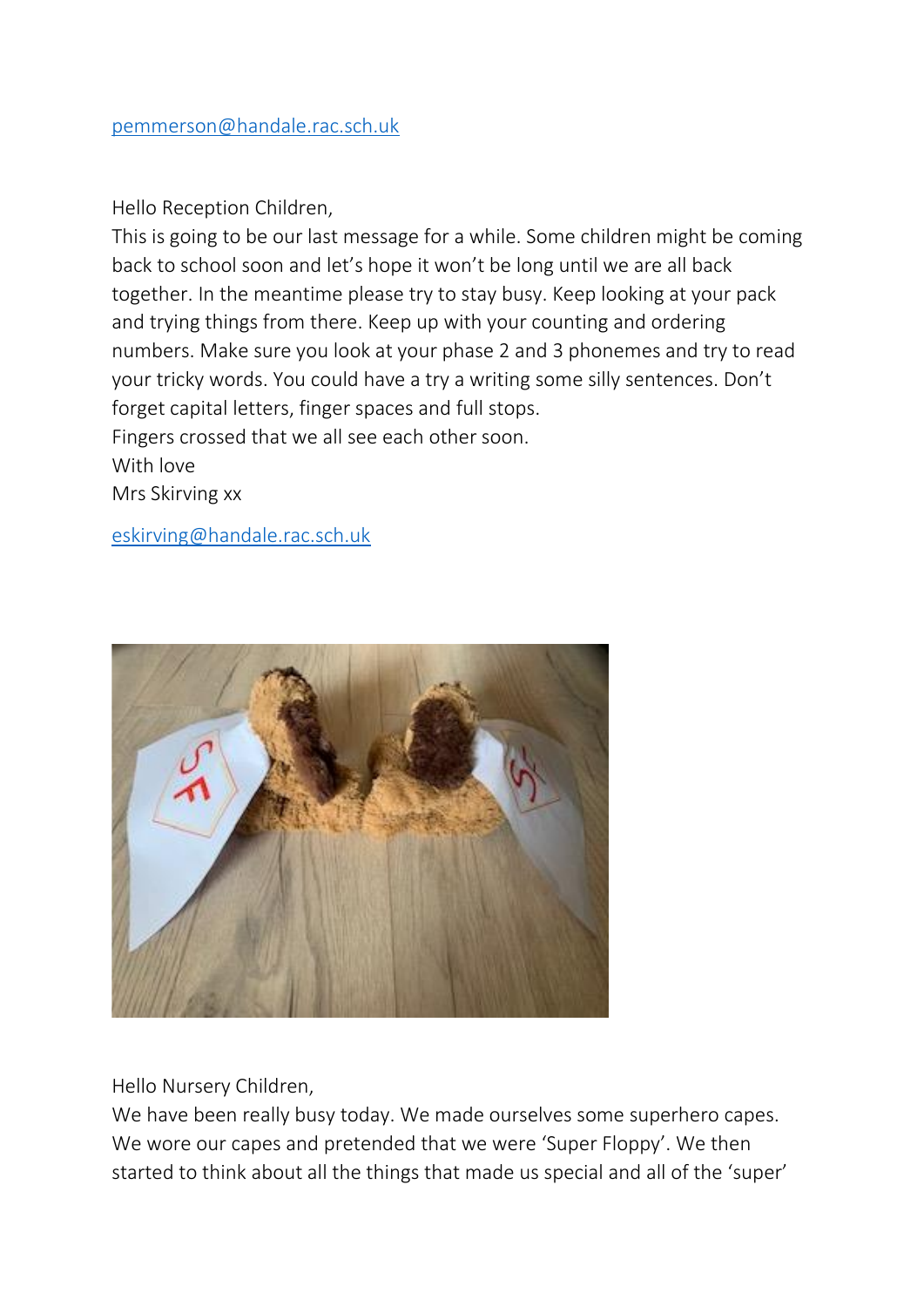pemmerson@handale.rac.sch.uk

Hello Reception Children,

This is going to be our last message for a while. Some children might be coming back to school soon and let's hope it won't be long until we are all back together. In the meantime please try to stay busy. Keep looking at your pack and trying things from there. Keep up with your counting and ordering numbers. Make sure you look at your phase 2 and 3 phonemes and try to read your tricky words. You could have a try a writing some silly sentences. Don't forget capital letters, finger spaces and full stops.

Fingers crossed that we all see each other soon.

With love

Mrs Skirving xx

eskirving@handale.rac.sch.uk

Hello Nursery Children,

We have been really busy today. We made ourselves some superhero capes. We wore our capes and pretended that we were 'Super Floppy'. We then started to think about all the things that made us special and all of the 'super'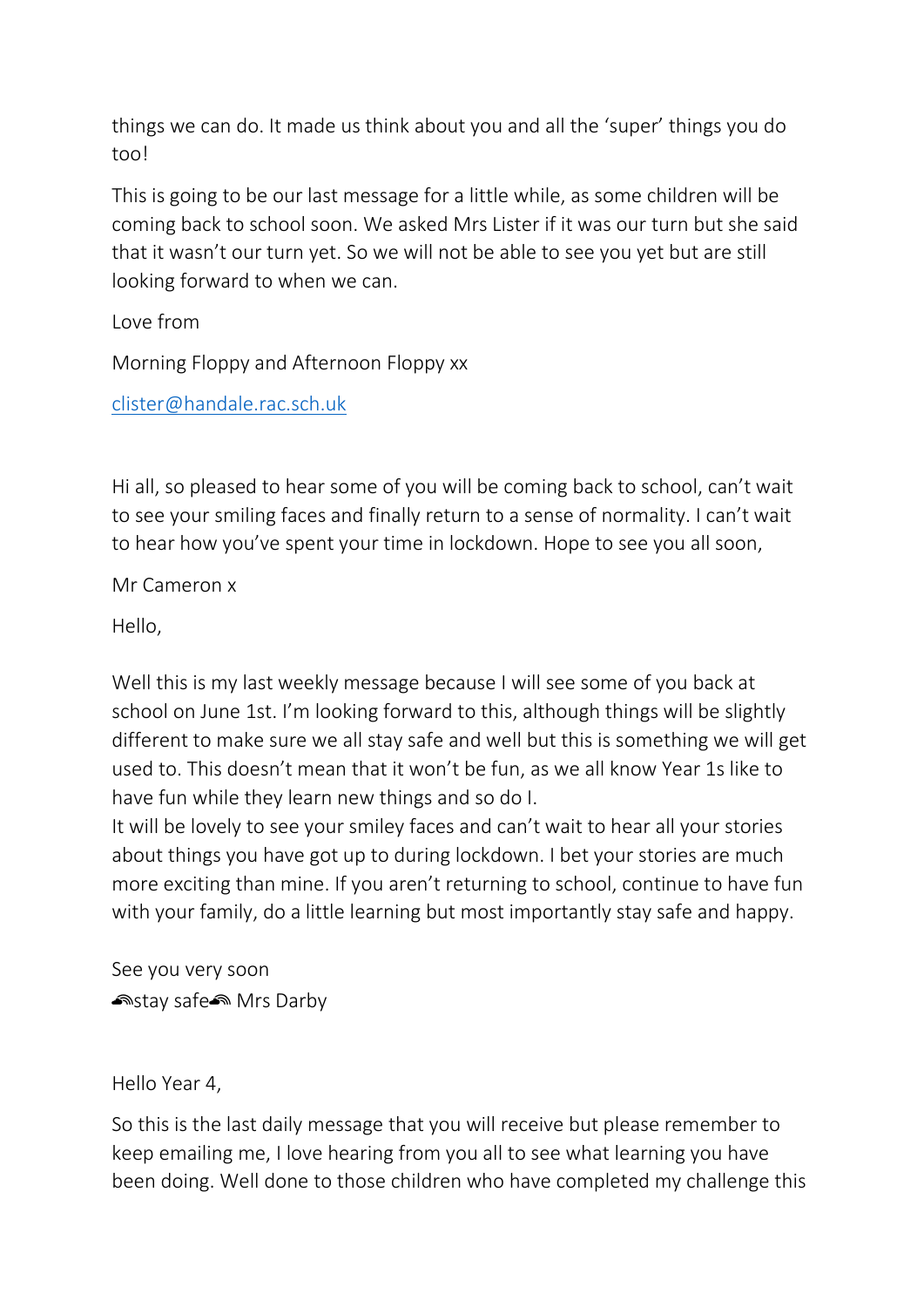things we can do. It made us think about you and all the 'super' things you do too!

This is going to be our last message for a little while, as some children will be coming back to school soon. We asked Mrs Lister if it was our turn but she said that it wasn't our turn yet. So we will not be able to see you yet but are still looking forward to when we can.

Love from

Morning Floppy and Afternoon Floppy xx

clister@handale.rac.sch.uk

Hi all, so pleased to hear some of you will be coming back to school, can't wait to see your smiling faces and finally return to a sense of normality. I can't wait to hear how you've spent your time in lockdown. Hope to see you all soon,

Mr Cameron x

Hello,

Well this is my last weekly message because I will see some of you back at school on June 1st. I'm looking forward to this, although things will be slightly different to make sure we all stay safe and well but this is something we will get used to. This doesn't mean that it won't be fun, as we all know Year 1s like to have fun while they learn new things and so do I.
It will be lovely to see your smiley faces and can't wait to hear all your stories about things you have got up to during lockdown. I bet your stories are much more exciting than mine. If you aren't returning to school, continue to have fun with your family, do a little learning but most importantly stay safe and happy.

See you very soon
🌈stay safe🌈 Mrs Darby

Hello Year 4,

So this is the last daily message that you will receive but please remember to keep emailing me, I love hearing from you all to see what learning you have been doing. Well done to those children who have completed my challenge this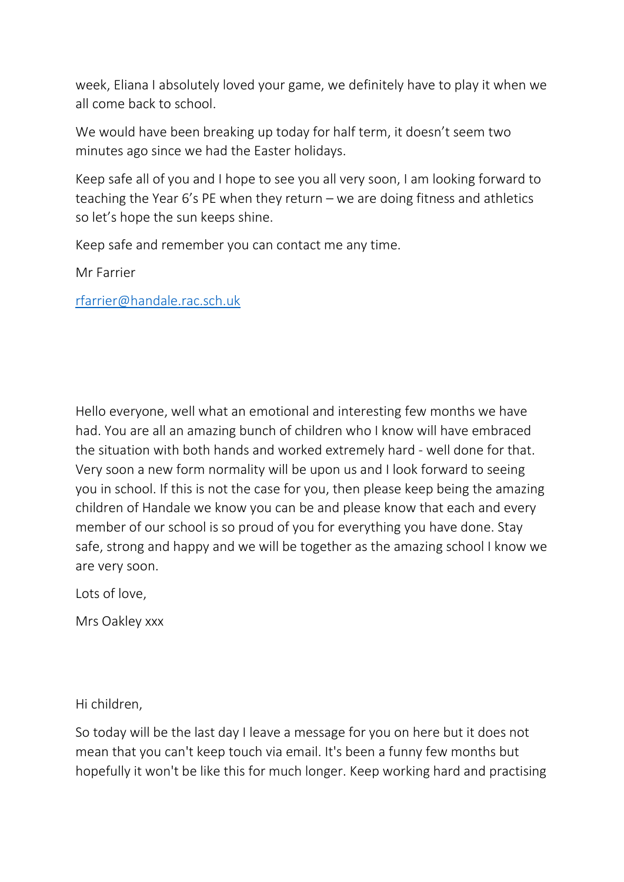week, Eliana I absolutely loved your game, we definitely have to play it when we all come back to school.

We would have been breaking up today for half term, it doesn't seem two minutes ago since we had the Easter holidays.

Keep safe all of you and I hope to see you all very soon, I am looking forward to teaching the Year 6's PE when they return – we are doing fitness and athletics so let's hope the sun keeps shine.

Keep safe and remember you can contact me any time.

Mr Farrier

[rfarrier@handale.rac.sch.uk](mailto:rfarrier@handale.rac.sch.uk)

Hello everyone, well what an emotional and interesting few months we have had. You are all an amazing bunch of children who I know will have embraced the situation with both hands and worked extremely hard - well done for that. Very soon a new form normality will be upon us and I look forward to seeing you in school. If this is not the case for you, then please keep being the amazing children of Handale we know you can be and please know that each and every member of our school is so proud of you for everything you have done. Stay safe, strong and happy and we will be together as the amazing school I know we are very soon.

Lots of love,

Mrs Oakley xxx

Hi children,

So today will be the last day I leave a message for you on here but it does not mean that you can't keep touch via email. It's been a funny few months but hopefully it won't be like this for much longer. Keep working hard and practising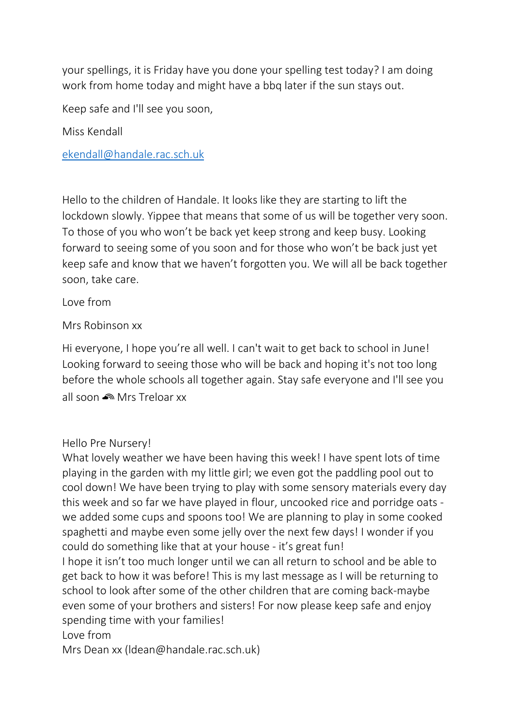your spellings, it is Friday have you done your spelling test today? I am doing work from home today and might have a bbq later if the sun stays out.

Keep safe and I'll see you soon,

Miss Kendall

ekendall@handale.rac.sch.uk

Hello to the children of Handale. It looks like they are starting to lift the lockdown slowly. Yippee that means that some of us will be together very soon. To those of you who won't be back yet keep strong and keep busy. Looking forward to seeing some of you soon and for those who won't be back just yet keep safe and know that we haven't forgotten you. We will all be back together soon, take care.

Love from

Mrs Robinson xx

Hi everyone, I hope you're all well. I can't wait to get back to school in June! Looking forward to seeing those who will be back and hoping it's not too long before the whole schools all together again. Stay safe everyone and I'll see you all soon 🌈 Mrs Treloar xx

Hello Pre Nursery!
What lovely weather we have been having this week! I have spent lots of time playing in the garden with my little girl; we even got the paddling pool out to cool down! We have been trying to play with some sensory materials every day this week and so far we have played in flour, uncooked rice and porridge oats - we added some cups and spoons too! We are planning to play in some cooked spaghetti and maybe even some jelly over the next few days! I wonder if you could do something like that at your house - it's great fun!
I hope it isn't too much longer until we can all return to school and be able to get back to how it was before! This is my last message as I will be returning to school to look after some of the other children that are coming back-maybe even some of your brothers and sisters! For now please keep safe and enjoy spending time with your families!
Love from
Mrs Dean xx (ldean@handale.rac.sch.uk)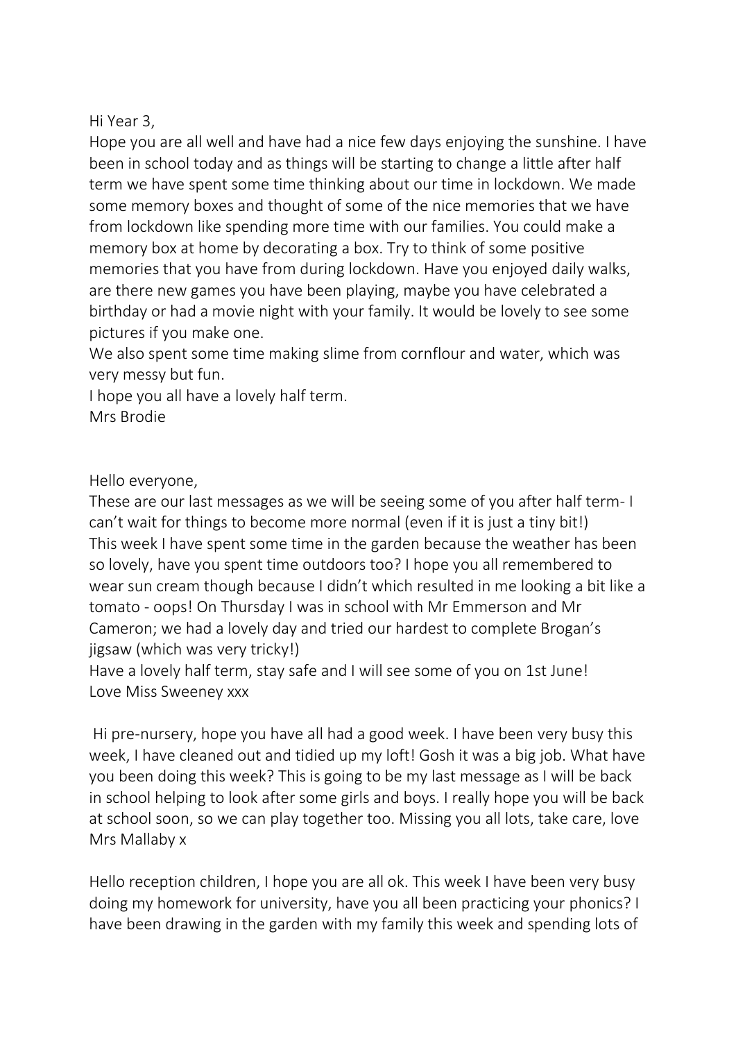Hi Year 3,

Hope you are all well and have had a nice few days enjoying the sunshine. I have been in school today and as things will be starting to change a little after half term we have spent some time thinking about our time in lockdown. We made some memory boxes and thought of some of the nice memories that we have from lockdown like spending more time with our families. You could make a memory box at home by decorating a box. Try to think of some positive memories that you have from during lockdown. Have you enjoyed daily walks, are there new games you have been playing, maybe you have celebrated a birthday or had a movie night with your family. It would be lovely to see some pictures if you make one.

We also spent some time making slime from cornflour and water, which was very messy but fun.

I hope you all have a lovely half term.

Mrs Brodie

Hello everyone,

These are our last messages as we will be seeing some of you after half term- I can't wait for things to become more normal (even if it is just a tiny bit!) This week I have spent some time in the garden because the weather has been so lovely, have you spent time outdoors too? I hope you all remembered to wear sun cream though because I didn't which resulted in me looking a bit like a tomato - oops! On Thursday I was in school with Mr Emmerson and Mr Cameron; we had a lovely day and tried our hardest to complete Brogan's jigsaw (which was very tricky!)

Have a lovely half term, stay safe and I will see some of you on 1st June!

Love Miss Sweeney xxx

Hi pre-nursery, hope you have all had a good week. I have been very busy this week, I have cleaned out and tidied up my loft! Gosh it was a big job. What have you been doing this week? This is going to be my last message as I will be back in school helping to look after some girls and boys. I really hope you will be back at school soon, so we can play together too. Missing you all lots, take care, love Mrs Mallaby x

Hello reception children, I hope you are all ok. This week I have been very busy doing my homework for university, have you all been practicing your phonics? I have been drawing in the garden with my family this week and spending lots of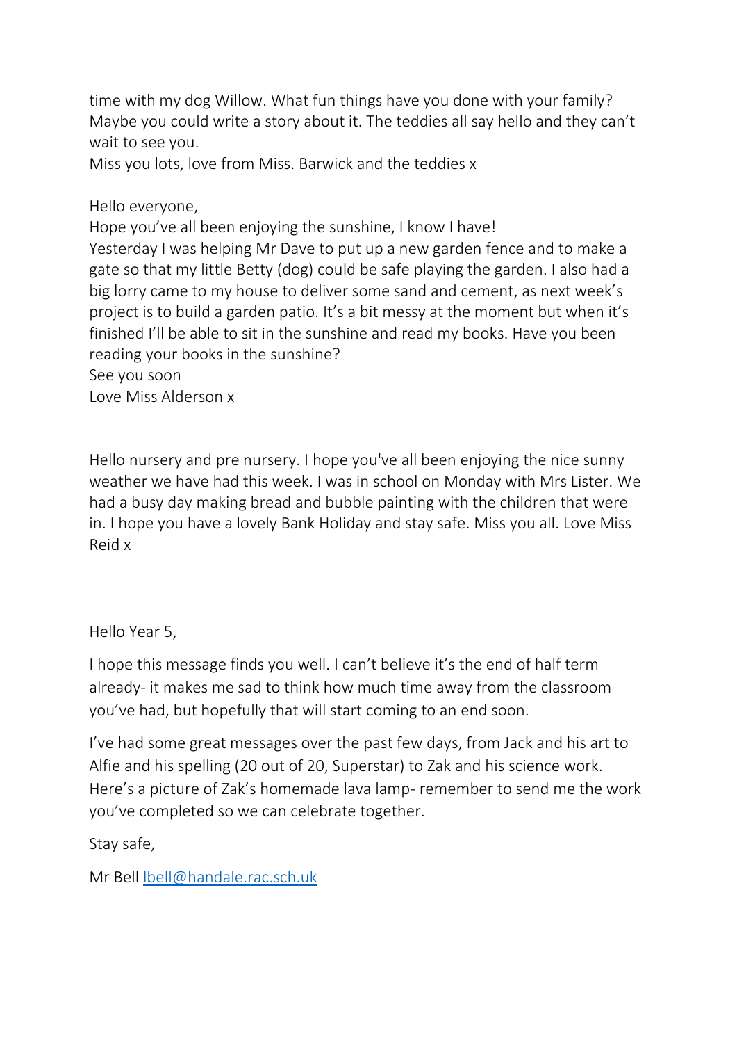time with my dog Willow. What fun things have you done with your family? Maybe you could write a story about it. The teddies all say hello and they can't wait to see you.
Miss you lots, love from Miss. Barwick and the teddies x

Hello everyone,
Hope you've all been enjoying the sunshine, I know I have!
Yesterday I was helping Mr Dave to put up a new garden fence and to make a gate so that my little Betty (dog) could be safe playing the garden. I also had a big lorry came to my house to deliver some sand and cement, as next week's project is to build a garden patio. It's a bit messy at the moment but when it's finished I'll be able to sit in the sunshine and read my books. Have you been reading your books in the sunshine?
See you soon
Love Miss Alderson x

Hello nursery and pre nursery. I hope you've all been enjoying the nice sunny weather we have had this week. I was in school on Monday with Mrs Lister. We had a busy day making bread and bubble painting with the children that were in. I hope you have a lovely Bank Holiday and stay safe. Miss you all. Love Miss Reid x

Hello Year 5,

I hope this message finds you well. I can't believe it's the end of half term already- it makes me sad to think how much time away from the classroom you've had, but hopefully that will start coming to an end soon.

I've had some great messages over the past few days, from Jack and his art to Alfie and his spelling (20 out of 20, Superstar) to Zak and his science work. Here's a picture of Zak's homemade lava lamp- remember to send me the work you've completed so we can celebrate together.

Stay safe,

Mr Bell lbell@handale.rac.sch.uk